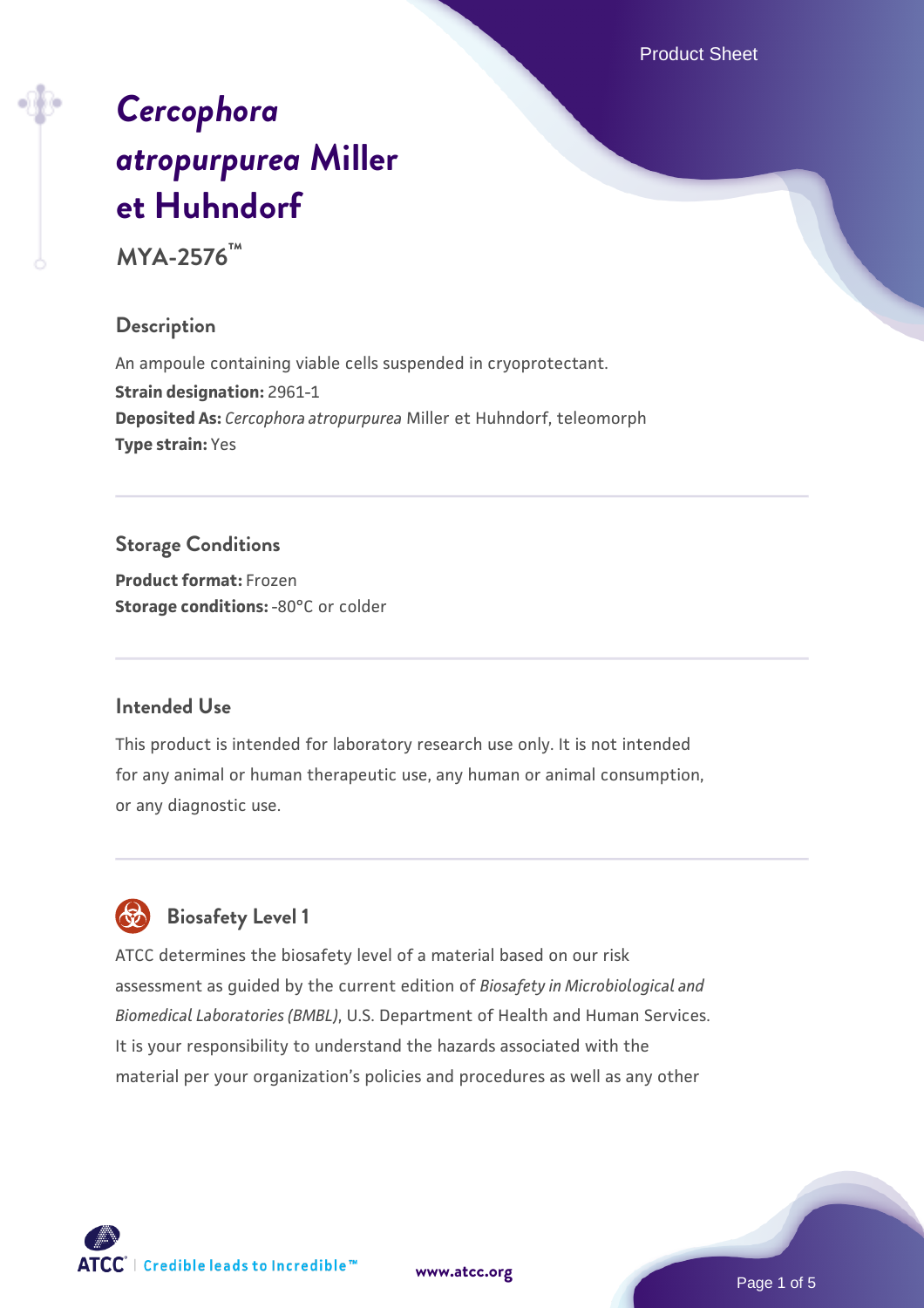# *Cercophora atropurpurea* Miller et Huhndorf

**MYA-2576™**

## Description

An ampoule containing viable cells suspended in cryoprotectant.
**Strain designation:** 2961-1
**Deposited As:** *Cercophora atropurpurea* Miller et Huhndorf, teleomorph
**Type strain:** Yes

## Storage Conditions

**Product format:** Frozen
**Storage conditions:** -80°C or colder

## Intended Use

This product is intended for laboratory research use only. It is not intended for any animal or human therapeutic use, any human or animal consumption, or any diagnostic use.

## Biosafety Level 1

ATCC determines the biosafety level of a material based on our risk assessment as guided by the current edition of *Biosafety in Microbiological and Biomedical Laboratories (BMBL)*, U.S. Department of Health and Human Services. It is your responsibility to understand the hazards associated with the material per your organization's policies and procedures as well as any other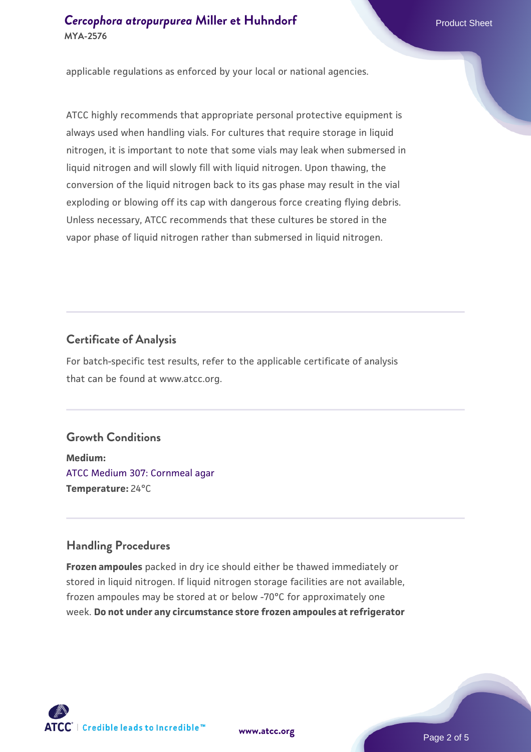applicable regulations as enforced by your local or national agencies.

ATCC highly recommends that appropriate personal protective equipment is always used when handling vials. For cultures that require storage in liquid nitrogen, it is important to note that some vials may leak when submersed in liquid nitrogen and will slowly fill with liquid nitrogen. Upon thawing, the conversion of the liquid nitrogen back to its gas phase may result in the vial exploding or blowing off its cap with dangerous force creating flying debris. Unless necessary, ATCC recommends that these cultures be stored in the vapor phase of liquid nitrogen rather than submersed in liquid nitrogen.

## Certificate of Analysis

For batch-specific test results, refer to the applicable certificate of analysis that can be found at www.atcc.org.

## Growth Conditions

**Medium:**
ATCC Medium 307: Cornmeal agar
**Temperature:** 24°C

## Handling Procedures

**Frozen ampoules** packed in dry ice should either be thawed immediately or stored in liquid nitrogen. If liquid nitrogen storage facilities are not available, frozen ampoules may be stored at or below -70°C for approximately one week. **Do not under any circumstance store frozen ampoules at refrigerator**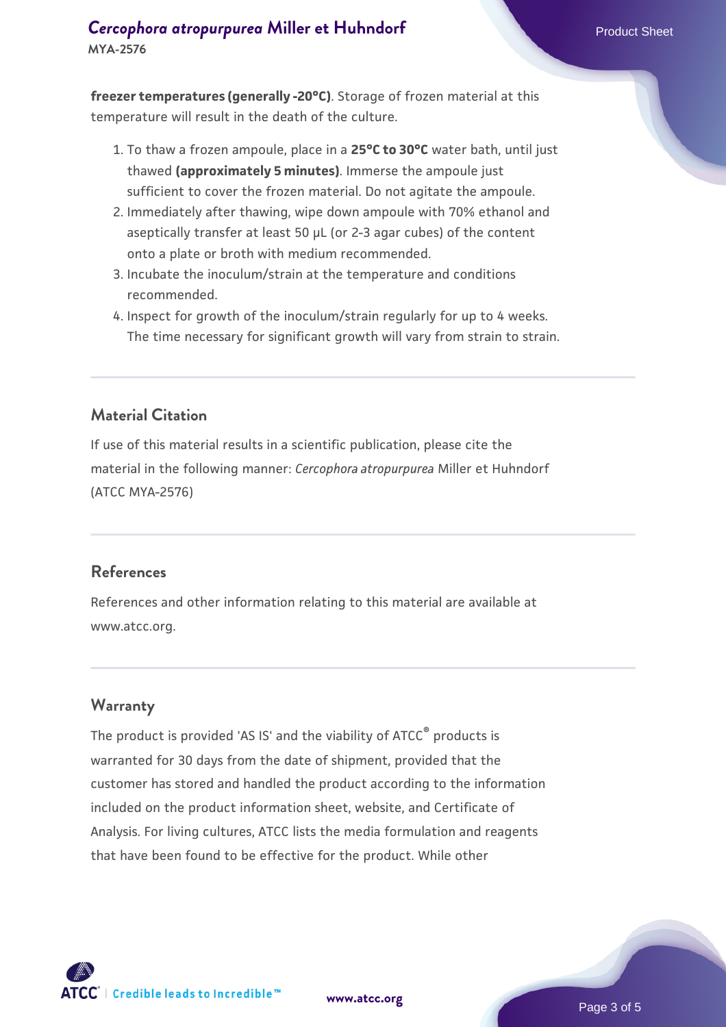**freezer temperatures (generally -20°C)**. Storage of frozen material at this temperature will result in the death of the culture.

1. To thaw a frozen ampoule, place in a **25°C to 30°C** water bath, until just thawed **(approximately 5 minutes)**. Immerse the ampoule just sufficient to cover the frozen material. Do not agitate the ampoule.
2. Immediately after thawing, wipe down ampoule with 70% ethanol and aseptically transfer at least 50 µL (or 2-3 agar cubes) of the content onto a plate or broth with medium recommended.
3. Incubate the inoculum/strain at the temperature and conditions recommended.
4. Inspect for growth of the inoculum/strain regularly for up to 4 weeks. The time necessary for significant growth will vary from strain to strain.

## Material Citation

If use of this material results in a scientific publication, please cite the material in the following manner: *Cercophora atropurpurea* Miller et Huhndorf (ATCC MYA-2576)

## References

References and other information relating to this material are available at www.atcc.org.

## Warranty

The product is provided 'AS IS' and the viability of ATCC® products is warranted for 30 days from the date of shipment, provided that the customer has stored and handled the product according to the information included on the product information sheet, website, and Certificate of Analysis. For living cultures, ATCC lists the media formulation and reagents that have been found to be effective for the product. While other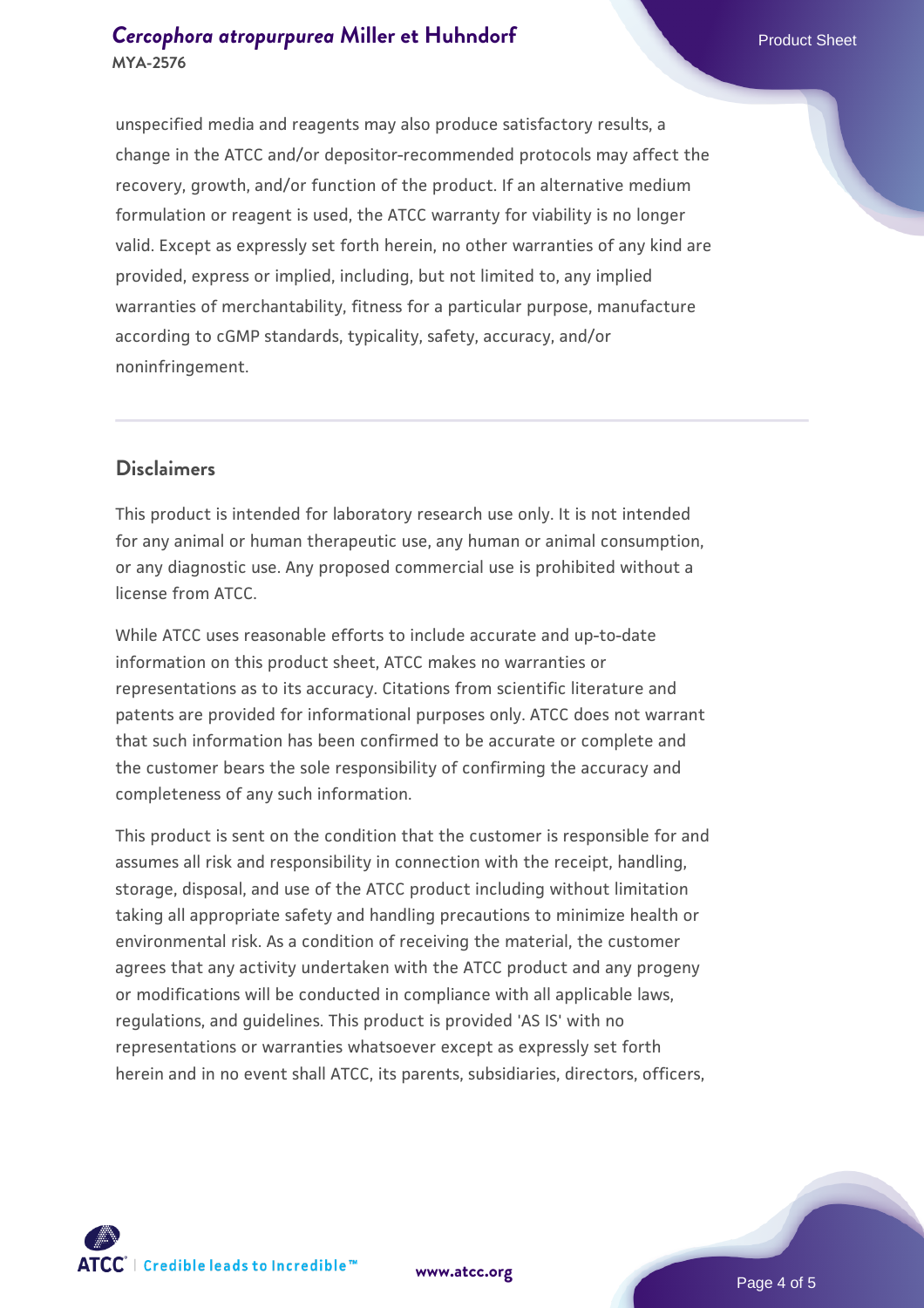unspecified media and reagents may also produce satisfactory results, a change in the ATCC and/or depositor-recommended protocols may affect the recovery, growth, and/or function of the product. If an alternative medium formulation or reagent is used, the ATCC warranty for viability is no longer valid. Except as expressly set forth herein, no other warranties of any kind are provided, express or implied, including, but not limited to, any implied warranties of merchantability, fitness for a particular purpose, manufacture according to cGMP standards, typicality, safety, accuracy, and/or noninfringement.

## Disclaimers

This product is intended for laboratory research use only. It is not intended for any animal or human therapeutic use, any human or animal consumption, or any diagnostic use. Any proposed commercial use is prohibited without a license from ATCC.

While ATCC uses reasonable efforts to include accurate and up-to-date information on this product sheet, ATCC makes no warranties or representations as to its accuracy. Citations from scientific literature and patents are provided for informational purposes only. ATCC does not warrant that such information has been confirmed to be accurate or complete and the customer bears the sole responsibility of confirming the accuracy and completeness of any such information.

This product is sent on the condition that the customer is responsible for and assumes all risk and responsibility in connection with the receipt, handling, storage, disposal, and use of the ATCC product including without limitation taking all appropriate safety and handling precautions to minimize health or environmental risk. As a condition of receiving the material, the customer agrees that any activity undertaken with the ATCC product and any progeny or modifications will be conducted in compliance with all applicable laws, regulations, and guidelines. This product is provided 'AS IS' with no representations or warranties whatsoever except as expressly set forth herein and in no event shall ATCC, its parents, subsidiaries, directors, officers,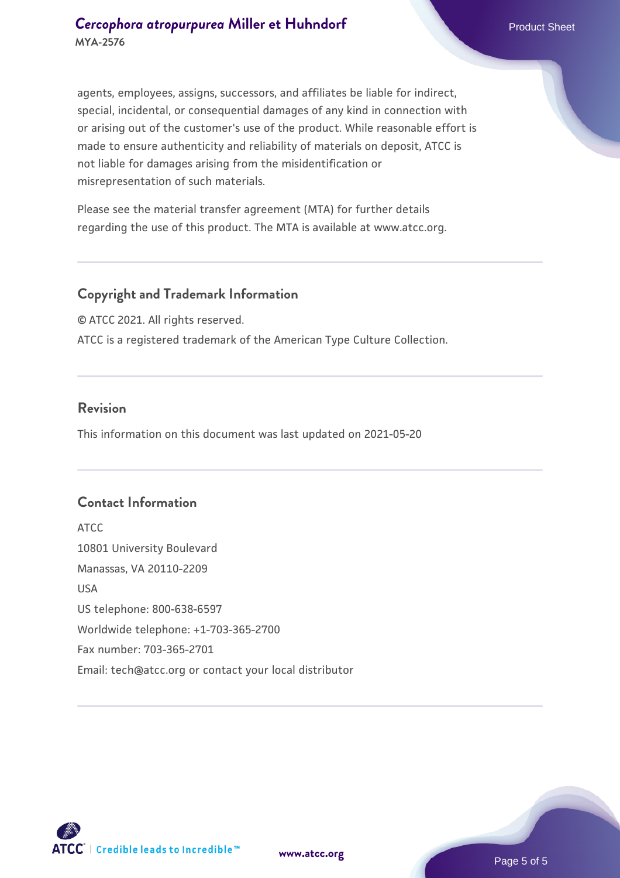agents, employees, assigns, successors, and affiliates be liable for indirect, special, incidental, or consequential damages of any kind in connection with or arising out of the customer's use of the product. While reasonable effort is made to ensure authenticity and reliability of materials on deposit, ATCC is not liable for damages arising from the misidentification or misrepresentation of such materials.

Please see the material transfer agreement (MTA) for further details regarding the use of this product. The MTA is available at www.atcc.org.

## Copyright and Trademark Information

© ATCC 2021. All rights reserved.

ATCC is a registered trademark of the American Type Culture Collection.

## Revision

This information on this document was last updated on 2021-05-20

## Contact Information

ATCC
10801 University Boulevard
Manassas, VA 20110-2209
USA
US telephone: 800-638-6597
Worldwide telephone: +1-703-365-2700
Fax number: 703-365-2701
Email: tech@atcc.org or contact your local distributor